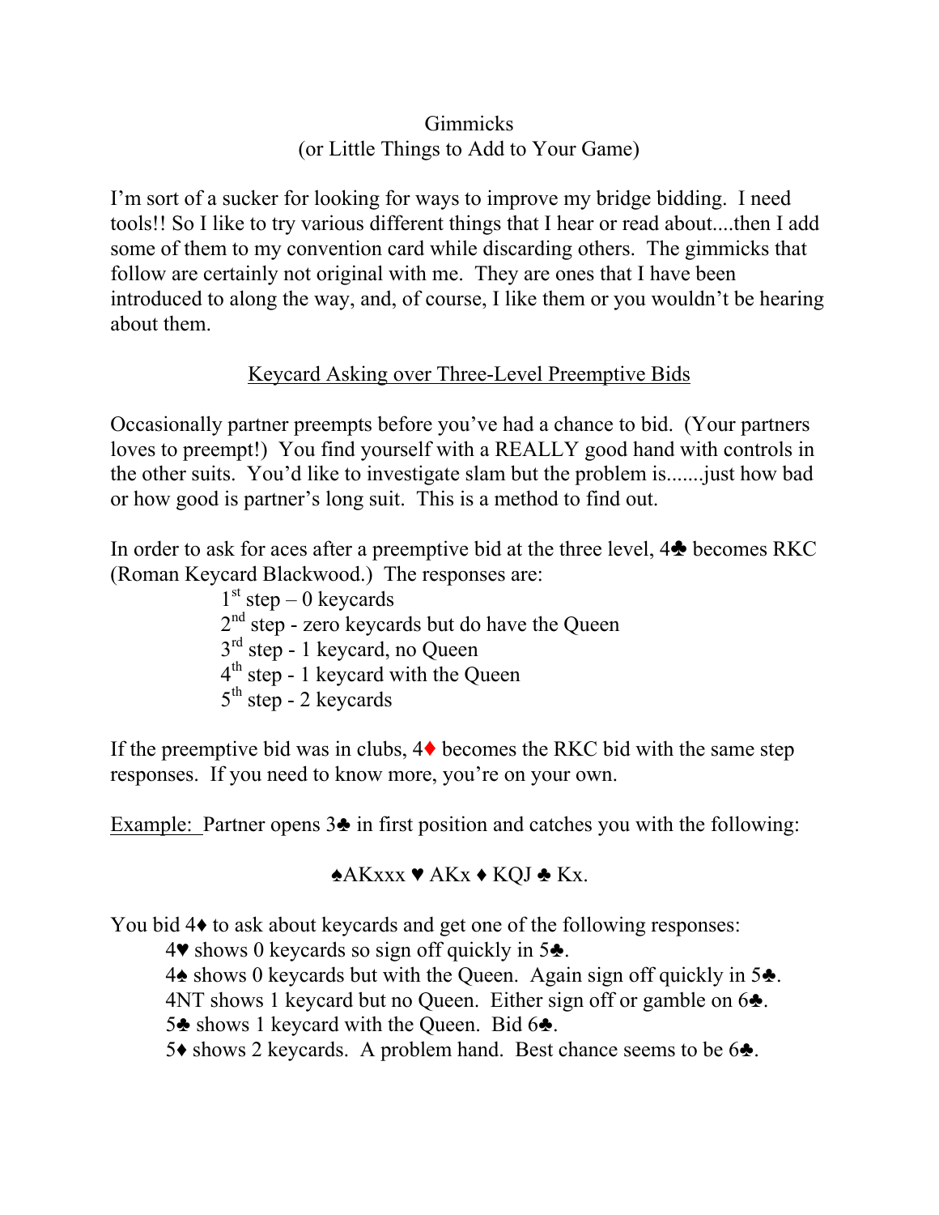# Gimmicks
## (or Little Things to Add to Your Game)

I'm sort of a sucker for looking for ways to improve my bridge bidding. I need tools!! So I like to try various different things that I hear or read about....then I add some of them to my convention card while discarding others. The gimmicks that follow are certainly not original with me. They are ones that I have been introduced to along the way, and, of course, I like them or you wouldn't be hearing about them.

## Keycard Asking over Three-Level Preemptive Bids

Occasionally partner preempts before you've had a chance to bid. (Your partners loves to preempt!) You find yourself with a REALLY good hand with controls in the other suits. You'd like to investigate slam but the problem is.......just how bad or how good is partner's long suit. This is a method to find out.

In order to ask for aces after a preemptive bid at the three level, 4♣ becomes RKC (Roman Keycard Blackwood.) The responses are:

- 1st step – 0 keycards
- 2nd step - zero keycards but do have the Queen
- 3rd step - 1 keycard, no Queen
- 4th step - 1 keycard with the Queen
- 5th step - 2 keycards

If the preemptive bid was in clubs, 4♦ becomes the RKC bid with the same step responses. If you need to know more, you're on your own.

Example: Partner opens 3♣ in first position and catches you with the following:

♠AKxxx ♥ AKx ♦ KQJ ♣ Kx.

You bid 4♦ to ask about keycards and get one of the following responses:

- 4♥ shows 0 keycards so sign off quickly in 5♣.
- 4♠ shows 0 keycards but with the Queen. Again sign off quickly in 5♣.
- 4NT shows 1 keycard but no Queen. Either sign off or gamble on 6♣.
- 5♣ shows 1 keycard with the Queen. Bid 6♣.
- 5♦ shows 2 keycards. A problem hand. Best chance seems to be 6♣.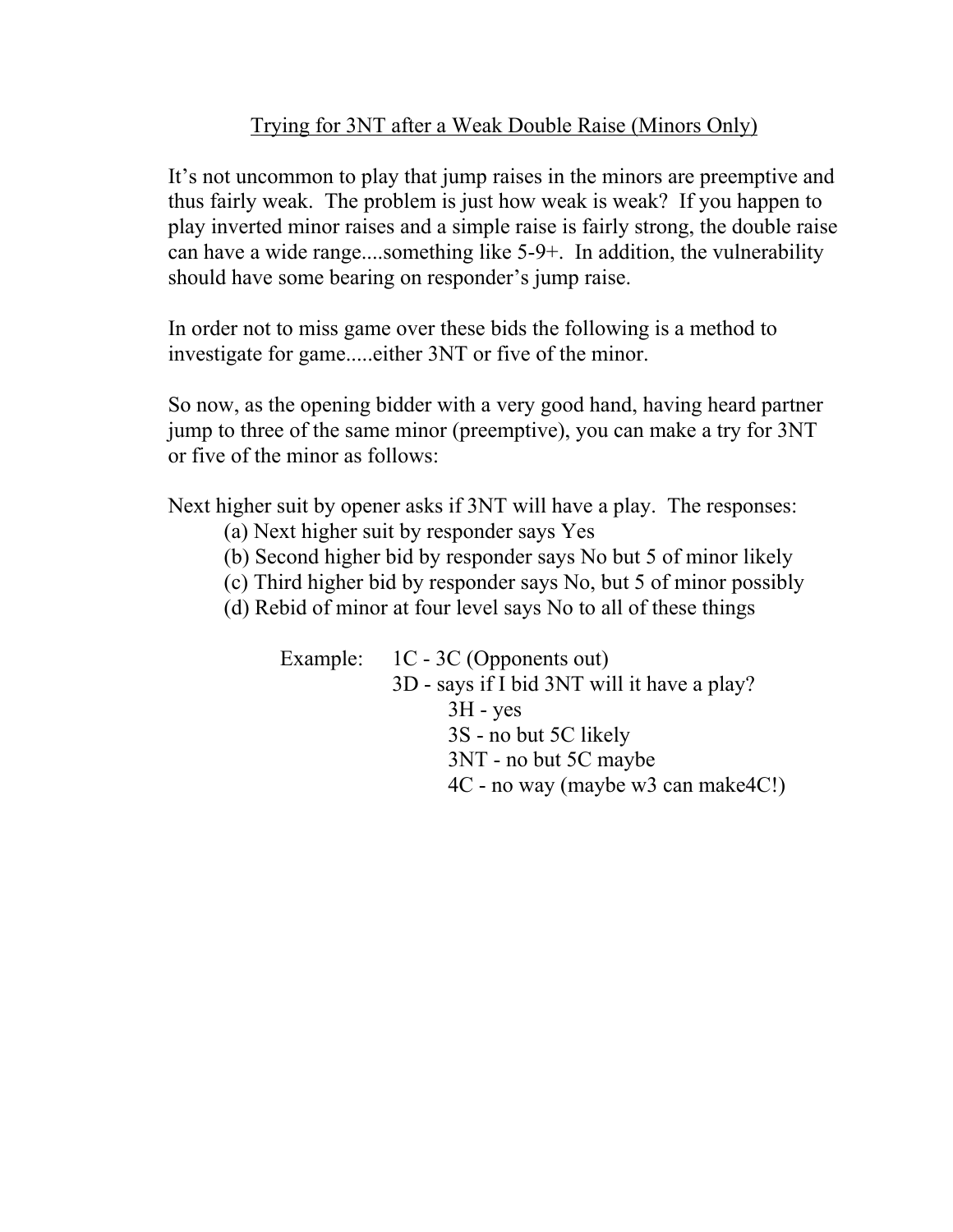## Trying for 3NT after a Weak Double Raise (Minors Only)

It's not uncommon to play that jump raises in the minors are preemptive and thus fairly weak. The problem is just how weak is weak? If you happen to play inverted minor raises and a simple raise is fairly strong, the double raise can have a wide range....something like 5-9+. In addition, the vulnerability should have some bearing on responder's jump raise.

In order not to miss game over these bids the following is a method to investigate for game.....either 3NT or five of the minor.

So now, as the opening bidder with a very good hand, having heard partner jump to three of the same minor (preemptive), you can make a try for 3NT or five of the minor as follows:

Next higher suit by opener asks if 3NT will have a play. The responses:

- (a) Next higher suit by responder says Yes
- (b) Second higher bid by responder says No but 5 of minor likely
- (c) Third higher bid by responder says No, but 5 of minor possibly
- (d) Rebid of minor at four level says No to all of these things

Example: 1C - 3C (Opponents out)
3D - says if I bid 3NT will it have a play?
- 3H - yes
- 3S - no but 5C likely
- 3NT - no but 5C maybe
- 4C - no way (maybe w3 can make4C!)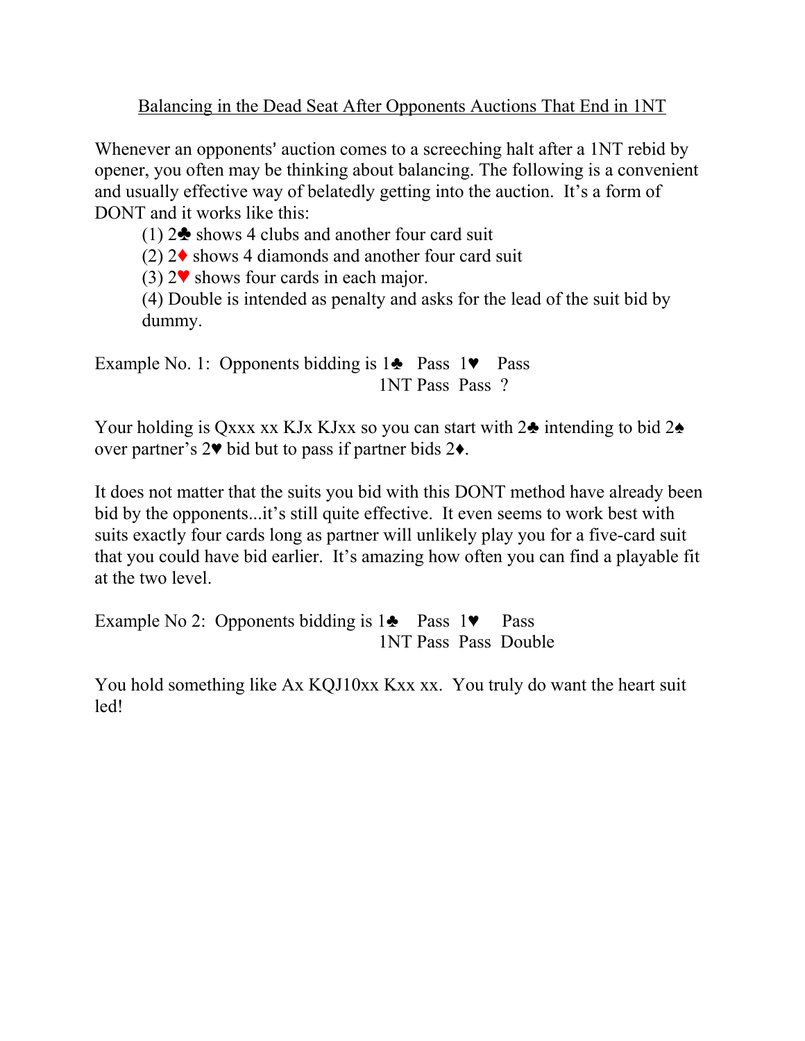## Balancing in the Dead Seat After Opponents Auctions That End in 1NT

Whenever an opponents' auction comes to a screeching halt after a 1NT rebid by opener, you often may be thinking about balancing. The following is a convenient and usually effective way of belatedly getting into the auction. It's a form of DONT and it works like this:

(1) 2♣ shows 4 clubs and another four card suit
(2) 2♦ shows 4 diamonds and another four card suit
(3) 2♥ shows four cards in each major.
(4) Double is intended as penalty and asks for the lead of the suit bid by dummy.

Example No. 1: Opponents bidding is 1♣ Pass 1♥ Pass
1NT Pass Pass ?

Your holding is Qxxx xx KJx KJxx so you can start with 2♣ intending to bid 2♠ over partner's 2♥ bid but to pass if partner bids 2♦.

It does not matter that the suits you bid with this DONT method have already been bid by the opponents...it's still quite effective. It even seems to work best with suits exactly four cards long as partner will unlikely play you for a five-card suit that you could have bid earlier. It's amazing how often you can find a playable fit at the two level.

Example No 2: Opponents bidding is 1♣ Pass 1♥ Pass
1NT Pass Pass Double

You hold something like Ax KQJ10xx Kxx xx. You truly do want the heart suit led!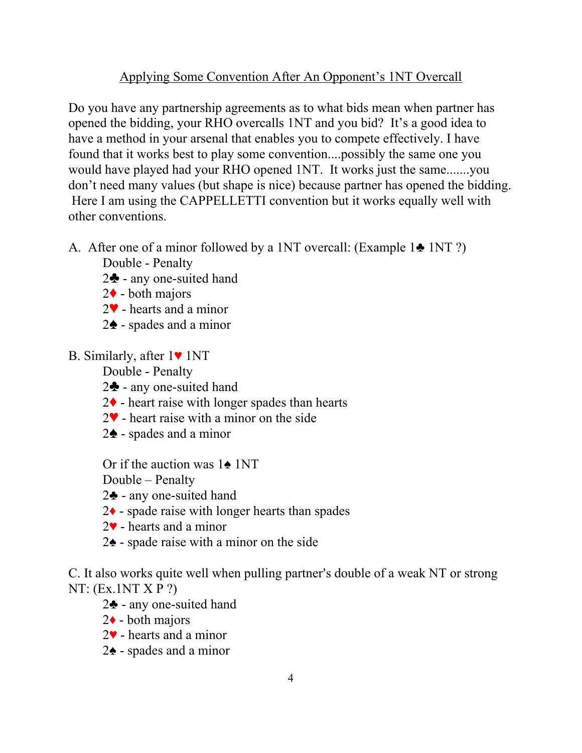## Applying Some Convention After An Opponent's 1NT Overcall

Do you have any partnership agreements as to what bids mean when partner has opened the bidding, your RHO overcalls 1NT and you bid? It's a good idea to have a method in your arsenal that enables you to compete effectively. I have found that it works best to play some convention....possibly the same one you would have played had your RHO opened 1NT. It works just the same.......you don't need many values (but shape is nice) because partner has opened the bidding. Here I am using the CAPPELLETTI convention but it works equally well with other conventions.

A. After one of a minor followed by a 1NT overcall: (Example 1♣ 1NT ?)

- Double - Penalty
- 2♣ - any one-suited hand
- 2♦ - both majors
- 2♥ - hearts and a minor
- 2♠ - spades and a minor

B. Similarly, after 1♥ 1NT

- Double - Penalty
- 2♣ - any one-suited hand
- 2♦ - heart raise with longer spades than hearts
- 2♥ - heart raise with a minor on the side
- 2♠ - spades and a minor

Or if the auction was 1♠ 1NT

- Double – Penalty
- 2♣ - any one-suited hand
- 2♦ - spade raise with longer hearts than spades
- 2♥ - hearts and a minor
- 2♠ - spade raise with a minor on the side

C. It also works quite well when pulling partner's double of a weak NT or strong NT: (Ex.1NT X P ?)

- 2♣ - any one-suited hand
- 2♦ - both majors
- 2♥ - hearts and a minor
- 2♠ - spades and a minor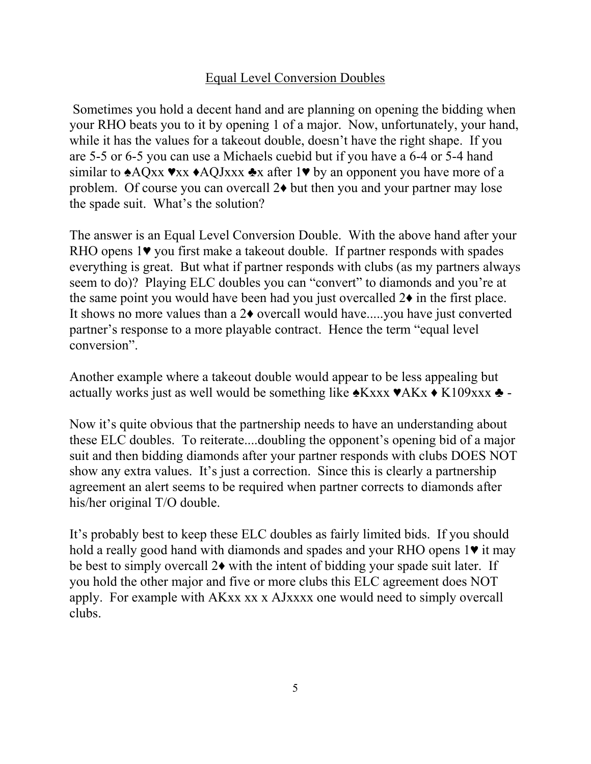# Equal Level Conversion Doubles

Sometimes you hold a decent hand and are planning on opening the bidding when your RHO beats you to it by opening 1 of a major. Now, unfortunately, your hand, while it has the values for a takeout double, doesn't have the right shape. If you are 5-5 or 6-5 you can use a Michaels cuebid but if you have a 6-4 or 5-4 hand similar to ♠AQxx ♥xx ♦AQJxxx ♣x after 1♥ by an opponent you have more of a problem. Of course you can overcall 2♦ but then you and your partner may lose the spade suit. What's the solution?

The answer is an Equal Level Conversion Double. With the above hand after your RHO opens 1♥ you first make a takeout double. If partner responds with spades everything is great. But what if partner responds with clubs (as my partners always seem to do)? Playing ELC doubles you can "convert" to diamonds and you're at the same point you would have been had you just overcalled 2♦ in the first place. It shows no more values than a 2♦ overcall would have.....you have just converted partner's response to a more playable contract. Hence the term "equal level conversion".

Another example where a takeout double would appear to be less appealing but actually works just as well would be something like ♠Kxxx ♥AKx ♦ K109xxx ♣ -

Now it's quite obvious that the partnership needs to have an understanding about these ELC doubles. To reiterate....doubling the opponent's opening bid of a major suit and then bidding diamonds after your partner responds with clubs DOES NOT show any extra values. It's just a correction. Since this is clearly a partnership agreement an alert seems to be required when partner corrects to diamonds after his/her original T/O double.

It's probably best to keep these ELC doubles as fairly limited bids. If you should hold a really good hand with diamonds and spades and your RHO opens 1♥ it may be best to simply overcall 2♦ with the intent of bidding your spade suit later. If you hold the other major and five or more clubs this ELC agreement does NOT apply. For example with AKxx xx x AJxxxx one would need to simply overcall clubs.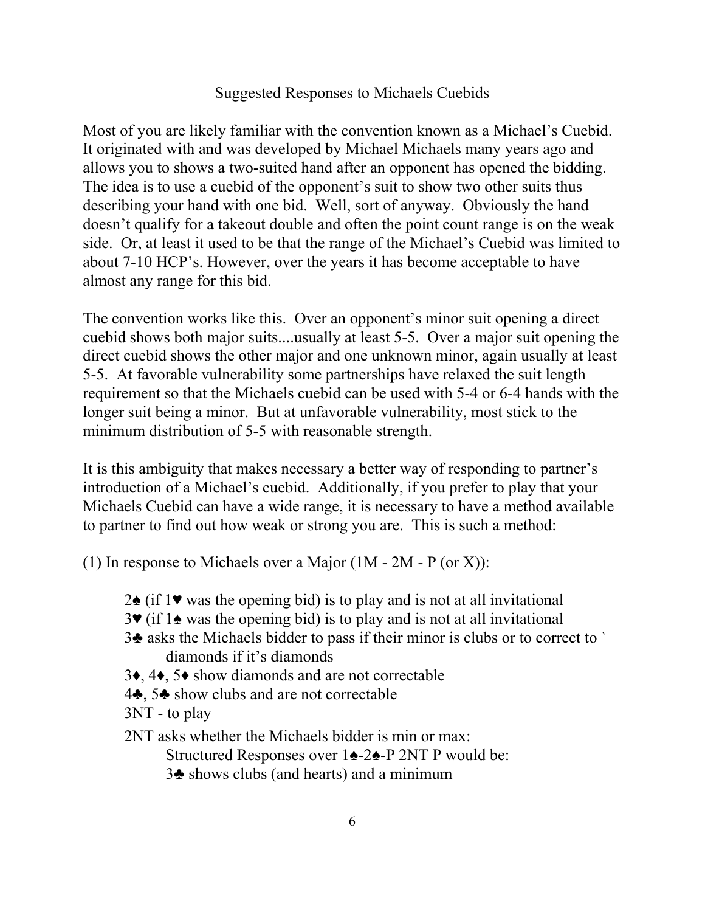## Suggested Responses to Michaels Cuebids

Most of you are likely familiar with the convention known as a Michael's Cuebid. It originated with and was developed by Michael Michaels many years ago and allows you to shows a two-suited hand after an opponent has opened the bidding. The idea is to use a cuebid of the opponent's suit to show two other suits thus describing your hand with one bid. Well, sort of anyway. Obviously the hand doesn't qualify for a takeout double and often the point count range is on the weak side. Or, at least it used to be that the range of the Michael's Cuebid was limited to about 7-10 HCP's. However, over the years it has become acceptable to have almost any range for this bid.

The convention works like this. Over an opponent's minor suit opening a direct cuebid shows both major suits....usually at least 5-5. Over a major suit opening the direct cuebid shows the other major and one unknown minor, again usually at least 5-5. At favorable vulnerability some partnerships have relaxed the suit length requirement so that the Michaels cuebid can be used with 5-4 or 6-4 hands with the longer suit being a minor. But at unfavorable vulnerability, most stick to the minimum distribution of 5-5 with reasonable strength.

It is this ambiguity that makes necessary a better way of responding to partner's introduction of a Michael's cuebid. Additionally, if you prefer to play that your Michaels Cuebid can have a wide range, it is necessary to have a method available to partner to find out how weak or strong you are. This is such a method:

(1) In response to Michaels over a Major (1M - 2M - P (or X)):

- 2♠ (if 1♥ was the opening bid) is to play and is not at all invitational
- 3♥ (if 1♠ was the opening bid) is to play and is not at all invitational
- 3♣ asks the Michaels bidder to pass if their minor is clubs or to correct to ` diamonds if it's diamonds
- 3♦, 4♦, 5♦ show diamonds and are not correctable
- 4♣, 5♣ show clubs and are not correctable
- 3NT - to play
- 2NT asks whether the Michaels bidder is min or max:
  - Structured Responses over 1♠-2♠-P 2NT P would be:
    - 3♣ shows clubs (and hearts) and a minimum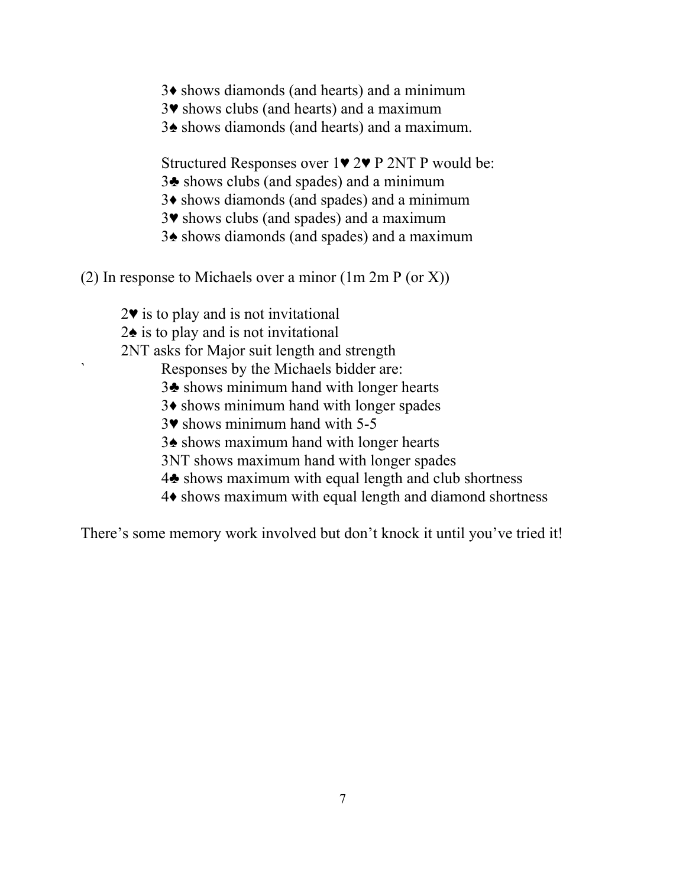3♦ shows diamonds (and hearts) and a minimum
3♥ shows clubs (and hearts) and a maximum
3♠ shows diamonds (and hearts) and a maximum.

Structured Responses over 1♥ 2♥ P 2NT P would be:
3♣ shows clubs (and spades) and a minimum
3♦ shows diamonds (and spades) and a minimum
3♥ shows clubs (and spades) and a maximum
3♠ shows diamonds (and spades) and a maximum

(2) In response to Michaels over a minor (1m 2m P (or X))

2♥ is to play and is not invitational
2♠ is to play and is not invitational
2NT asks for Major suit length and strength
` Responses by the Michaels bidder are:
3♣ shows minimum hand with longer hearts
3♦ shows minimum hand with longer spades
3♥ shows minimum hand with 5-5
3♠ shows maximum hand with longer hearts
3NT shows maximum hand with longer spades
4♣ shows maximum with equal length and club shortness
4♦ shows maximum with equal length and diamond shortness

There's some memory work involved but don't knock it until you've tried it!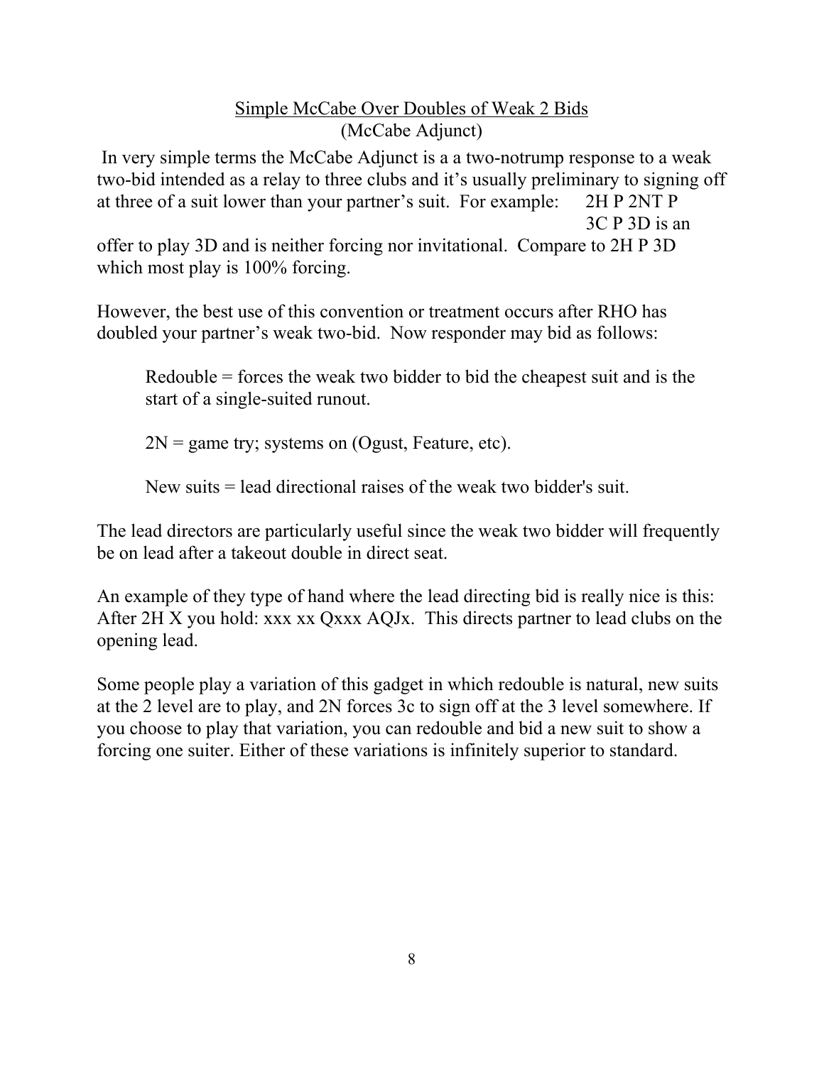## Simple McCabe Over Doubles of Weak 2 Bids
### (McCabe Adjunct)

In very simple terms the McCabe Adjunct is a a two-notrump response to a weak two-bid intended as a relay to three clubs and it's usually preliminary to signing off at three of a suit lower than your partner's suit. For example: 2H P 2NT P 3C P 3D is an offer to play 3D and is neither forcing nor invitational. Compare to 2H P 3D which most play is 100% forcing.

However, the best use of this convention or treatment occurs after RHO has doubled your partner's weak two-bid. Now responder may bid as follows:

> Redouble = forces the weak two bidder to bid the cheapest suit and is the start of a single-suited runout.
>
> 2N = game try; systems on (Ogust, Feature, etc).
>
> New suits = lead directional raises of the weak two bidder's suit.

The lead directors are particularly useful since the weak two bidder will frequently be on lead after a takeout double in direct seat.

An example of they type of hand where the lead directing bid is really nice is this: After 2H X you hold: xxx xx Qxxx AQJx. This directs partner to lead clubs on the opening lead.

Some people play a variation of this gadget in which redouble is natural, new suits at the 2 level are to play, and 2N forces 3c to sign off at the 3 level somewhere. If you choose to play that variation, you can redouble and bid a new suit to show a forcing one suiter. Either of these variations is infinitely superior to standard.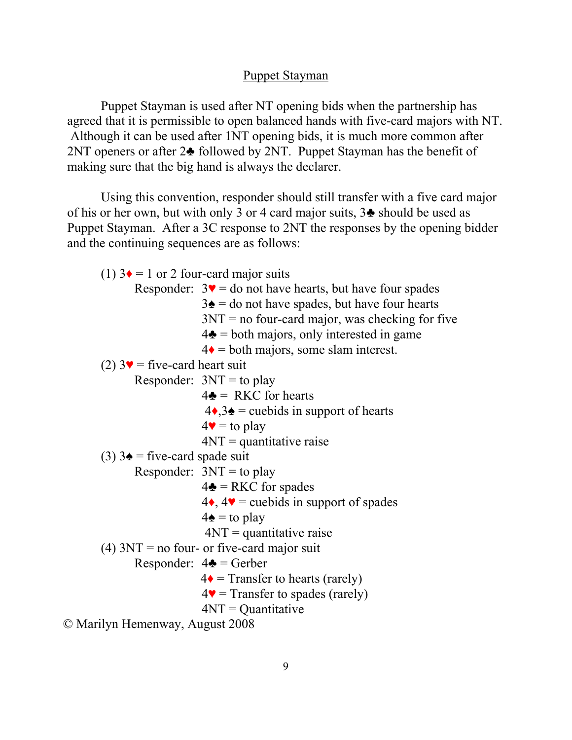## Puppet Stayman

Puppet Stayman is used after NT opening bids when the partnership has agreed that it is permissible to open balanced hands with five-card majors with NT. Although it can be used after 1NT opening bids, it is much more common after 2NT openers or after 2♣ followed by 2NT. Puppet Stayman has the benefit of making sure that the big hand is always the declarer.

Using this convention, responder should still transfer with a five card major of his or her own, but with only 3 or 4 card major suits, 3♣ should be used as Puppet Stayman. After a 3C response to 2NT the responses by the opening bidder and the continuing sequences are as follows:

(1) 3♦ = 1 or 2 four-card major suits
- Responder:
  - 3♥ = do not have hearts, but have four spades
  - 3♠ = do not have spades, but have four hearts
  - 3NT = no four-card major, was checking for five
  - 4♣ = both majors, only interested in game
  - 4♦ = both majors, some slam interest.

(2) 3♥ = five-card heart suit
- Responder:
  - 3NT = to play
  - 4♣ = RKC for hearts
  - 4♦,3♠ = cuebids in support of hearts
  - 4♥ = to play
  - 4NT = quantitative raise

(3) 3♠ = five-card spade suit
- Responder:
  - 3NT = to play
  - 4♣ = RKC for spades
  - 4♦, 4♥ = cuebids in support of spades
  - 4♠ = to play
  - 4NT = quantitative raise

(4) 3NT = no four- or five-card major suit
- Responder:
  - 4♣ = Gerber
  - 4♦ = Transfer to hearts (rarely)
  - 4♥ = Transfer to spades (rarely)
  - 4NT = Quantitative

© Marilyn Hemenway, August 2008